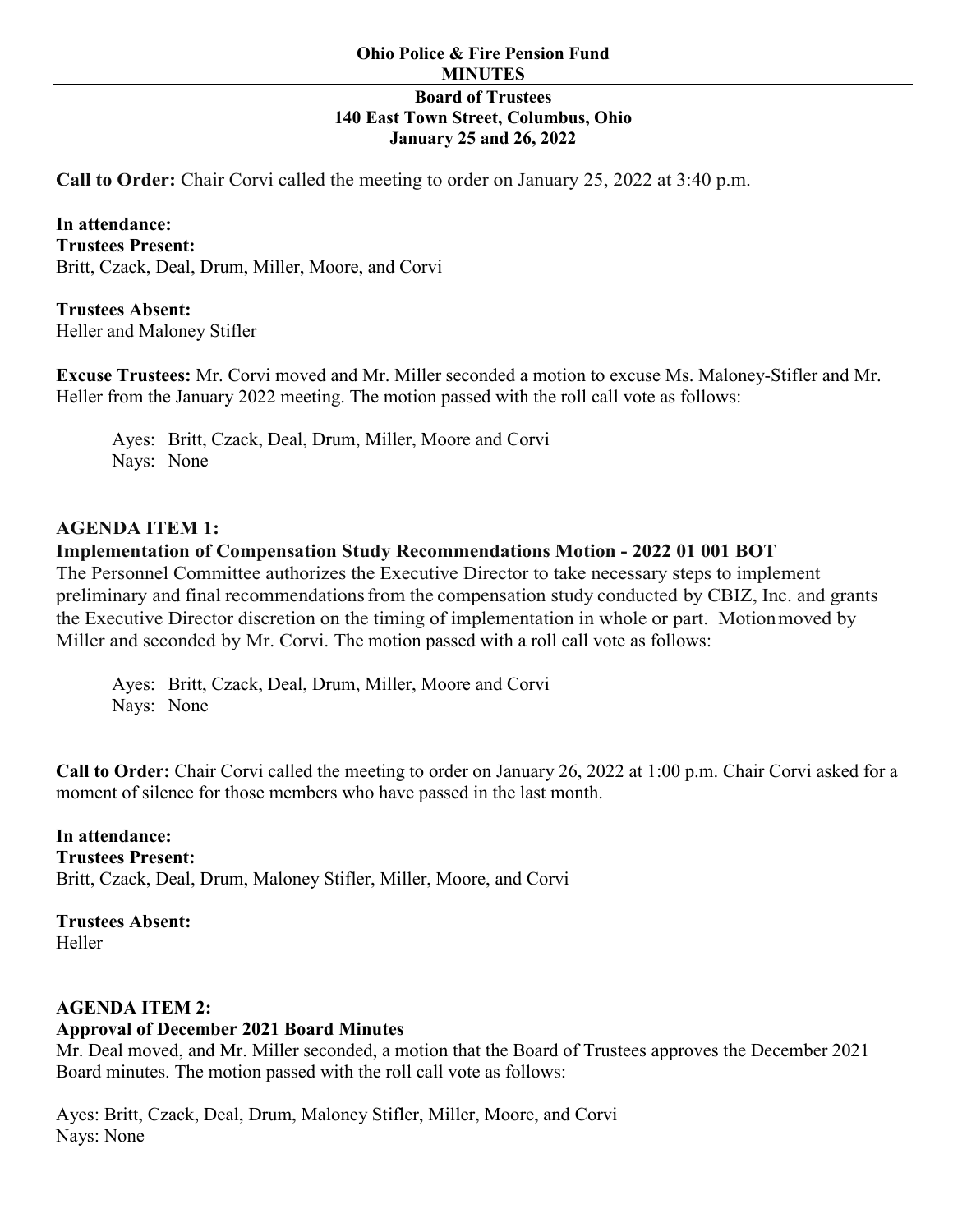**Ohio Police & Fire Pension Fund**
**MINUTES**

**Board of Trustees**
**140 East Town Street, Columbus, Ohio**
**January 25 and 26, 2022**

**Call to Order:** Chair Corvi called the meeting to order on January 25, 2022 at 3:40 p.m.

**In attendance:**
**Trustees Present:**
Britt, Czack, Deal, Drum, Miller, Moore, and Corvi

**Trustees Absent:**
Heller and Maloney Stifler

**Excuse Trustees:** Mr. Corvi moved and Mr. Miller seconded a motion to excuse Ms. Maloney-Stifler and Mr. Heller from the January 2022 meeting. The motion passed with the roll call vote as follows:

Ayes: Britt, Czack, Deal, Drum, Miller, Moore and Corvi
Nays: None

**AGENDA ITEM 1:**
**Implementation of Compensation Study Recommendations Motion - 2022 01 001 BOT**
The Personnel Committee authorizes the Executive Director to take necessary steps to implement preliminary and final recommendations from the compensation study conducted by CBIZ, Inc. and grants the Executive Director discretion on the timing of implementation in whole or part. Motion moved by Miller and seconded by Mr. Corvi. The motion passed with a roll call vote as follows:

Ayes: Britt, Czack, Deal, Drum, Miller, Moore and Corvi
Nays: None

**Call to Order:** Chair Corvi called the meeting to order on January 26, 2022 at 1:00 p.m. Chair Corvi asked for a moment of silence for those members who have passed in the last month.

**In attendance:**
**Trustees Present:**
Britt, Czack, Deal, Drum, Maloney Stifler, Miller, Moore, and Corvi

**Trustees Absent:**
Heller

**AGENDA ITEM 2:**
**Approval of December 2021 Board Minutes**
Mr. Deal moved, and Mr. Miller seconded, a motion that the Board of Trustees approves the December 2021 Board minutes. The motion passed with the roll call vote as follows:

Ayes: Britt, Czack, Deal, Drum, Maloney Stifler, Miller, Moore, and Corvi
Nays: None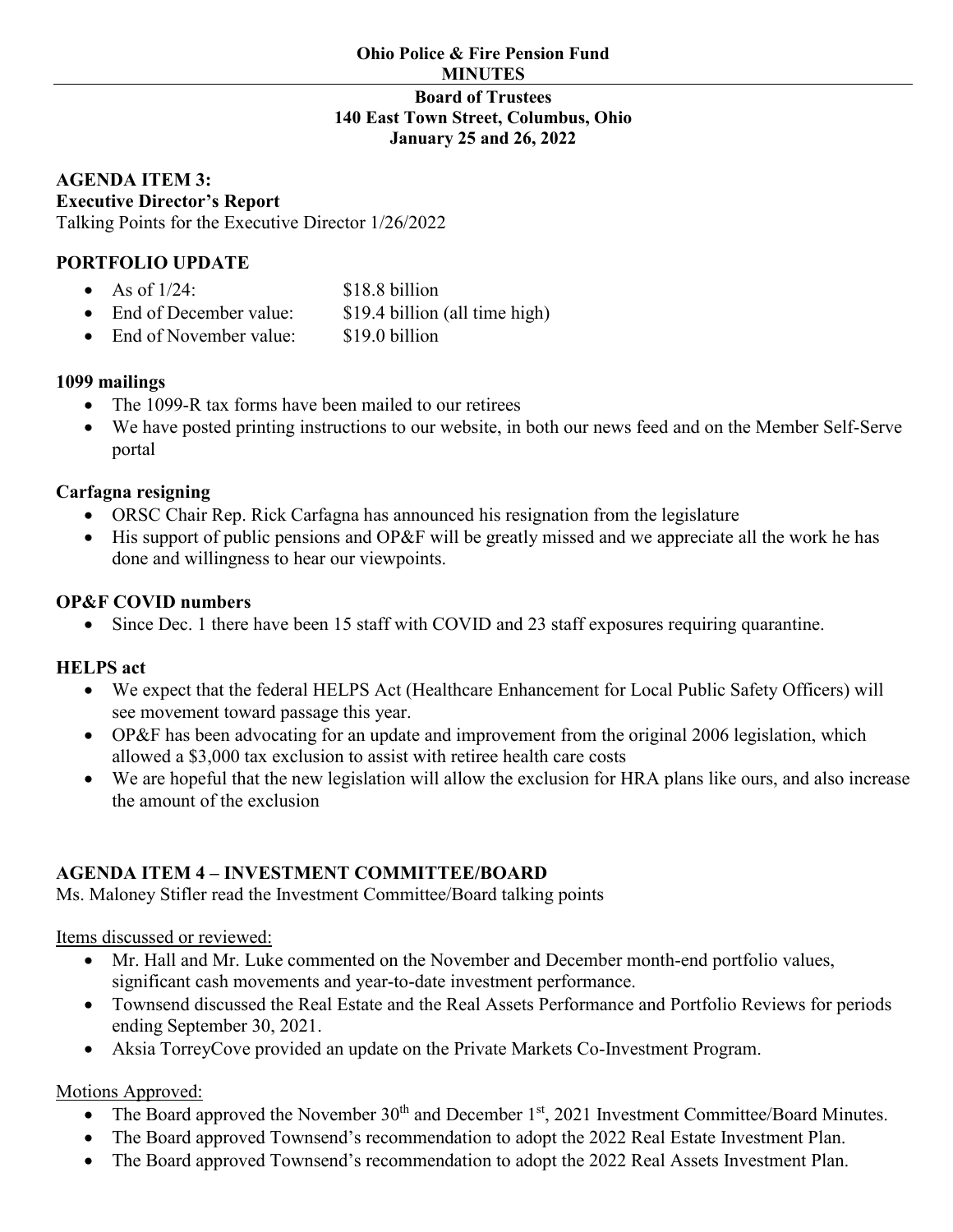**Ohio Police & Fire Pension Fund**
**MINUTES**

**Board of Trustees**
**140 East Town Street, Columbus, Ohio**
**January 25 and 26, 2022**

## AGENDA ITEM 3:
**Executive Director's Report**
Talking Points for the Executive Director 1/26/2022

### PORTFOLIO UPDATE

- As of 1/24: $18.8 billion
- End of December value: $19.4 billion (all time high)
- End of November value: $19.0 billion

**1099 mailings**

- The 1099-R tax forms have been mailed to our retirees
- We have posted printing instructions to our website, in both our news feed and on the Member Self-Serve portal

**Carfagna resigning**

- ORSC Chair Rep. Rick Carfagna has announced his resignation from the legislature
- His support of public pensions and OP&F will be greatly missed and we appreciate all the work he has done and willingness to hear our viewpoints.

**OP&F COVID numbers**

- Since Dec. 1 there have been 15 staff with COVID and 23 staff exposures requiring quarantine.

**HELPS act**

- We expect that the federal HELPS Act (Healthcare Enhancement for Local Public Safety Officers) will see movement toward passage this year.
- OP&F has been advocating for an update and improvement from the original 2006 legislation, which allowed a $3,000 tax exclusion to assist with retiree health care costs
- We are hopeful that the new legislation will allow the exclusion for HRA plans like ours, and also increase the amount of the exclusion

## AGENDA ITEM 4 – INVESTMENT COMMITTEE/BOARD

Ms. Maloney Stifler read the Investment Committee/Board talking points

Items discussed or reviewed:

- Mr. Hall and Mr. Luke commented on the November and December month-end portfolio values, significant cash movements and year-to-date investment performance.
- Townsend discussed the Real Estate and the Real Assets Performance and Portfolio Reviews for periods ending September 30, 2021.
- Aksia TorreyCove provided an update on the Private Markets Co-Investment Program.

Motions Approved:

- The Board approved the November 30th and December 1st, 2021 Investment Committee/Board Minutes.
- The Board approved Townsend's recommendation to adopt the 2022 Real Estate Investment Plan.
- The Board approved Townsend's recommendation to adopt the 2022 Real Assets Investment Plan.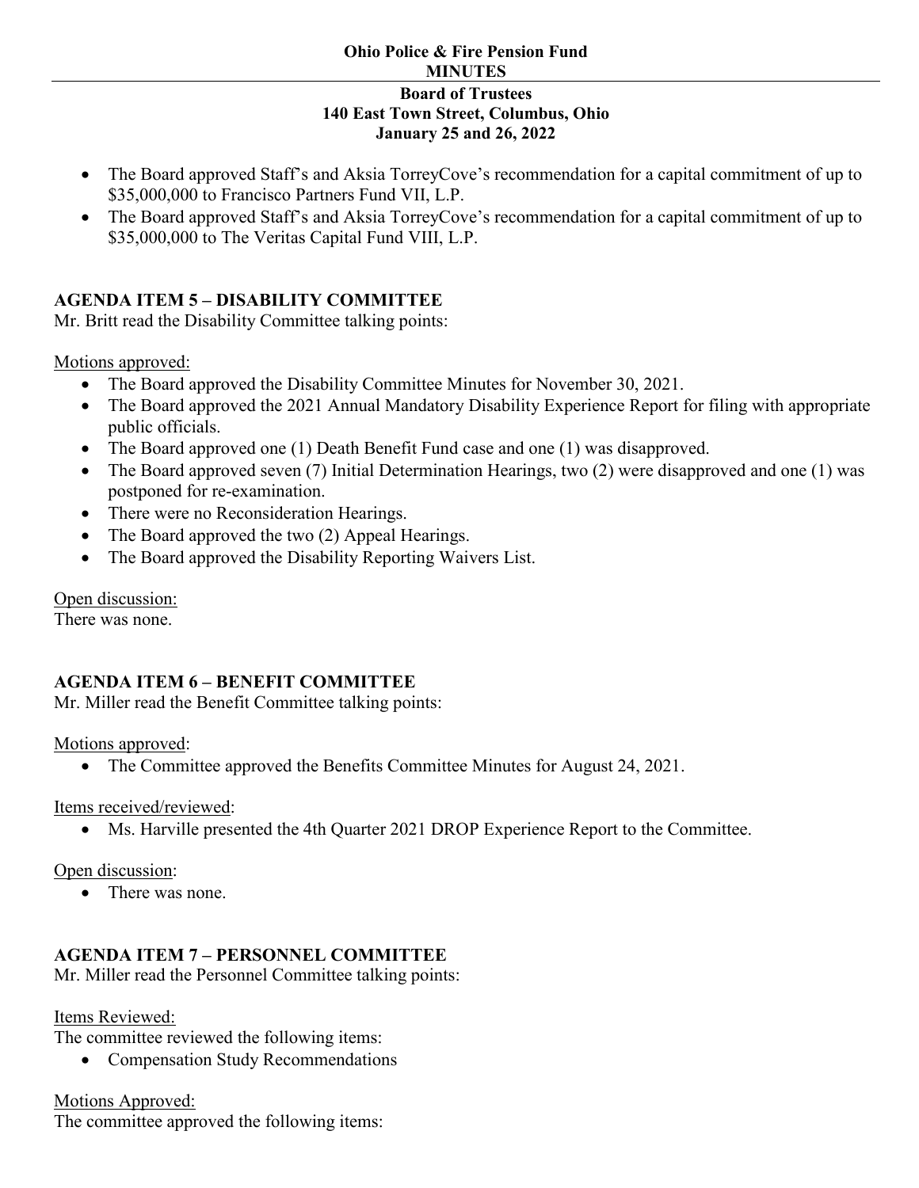- The Board approved Staff's and Aksia TorreyCove's recommendation for a capital commitment of up to $35,000,000 to Francisco Partners Fund VII, L.P.
- The Board approved Staff's and Aksia TorreyCove's recommendation for a capital commitment of up to $35,000,000 to The Veritas Capital Fund VIII, L.P.

## AGENDA ITEM 5 – DISABILITY COMMITTEE

Mr. Britt read the Disability Committee talking points:

Motions approved:

- The Board approved the Disability Committee Minutes for November 30, 2021.
- The Board approved the 2021 Annual Mandatory Disability Experience Report for filing with appropriate public officials.
- The Board approved one (1) Death Benefit Fund case and one (1) was disapproved.
- The Board approved seven (7) Initial Determination Hearings, two (2) were disapproved and one (1) was postponed for re-examination.
- There were no Reconsideration Hearings.
- The Board approved the two (2) Appeal Hearings.
- The Board approved the Disability Reporting Waivers List.

Open discussion:

There was none.

## AGENDA ITEM 6 – BENEFIT COMMITTEE

Mr. Miller read the Benefit Committee talking points:

Motions approved:

- The Committee approved the Benefits Committee Minutes for August 24, 2021.

Items received/reviewed:

- Ms. Harville presented the 4th Quarter 2021 DROP Experience Report to the Committee.

Open discussion:

- There was none.

## AGENDA ITEM 7 – PERSONNEL COMMITTEE

Mr. Miller read the Personnel Committee talking points:

Items Reviewed:

The committee reviewed the following items:

- Compensation Study Recommendations

Motions Approved:

The committee approved the following items: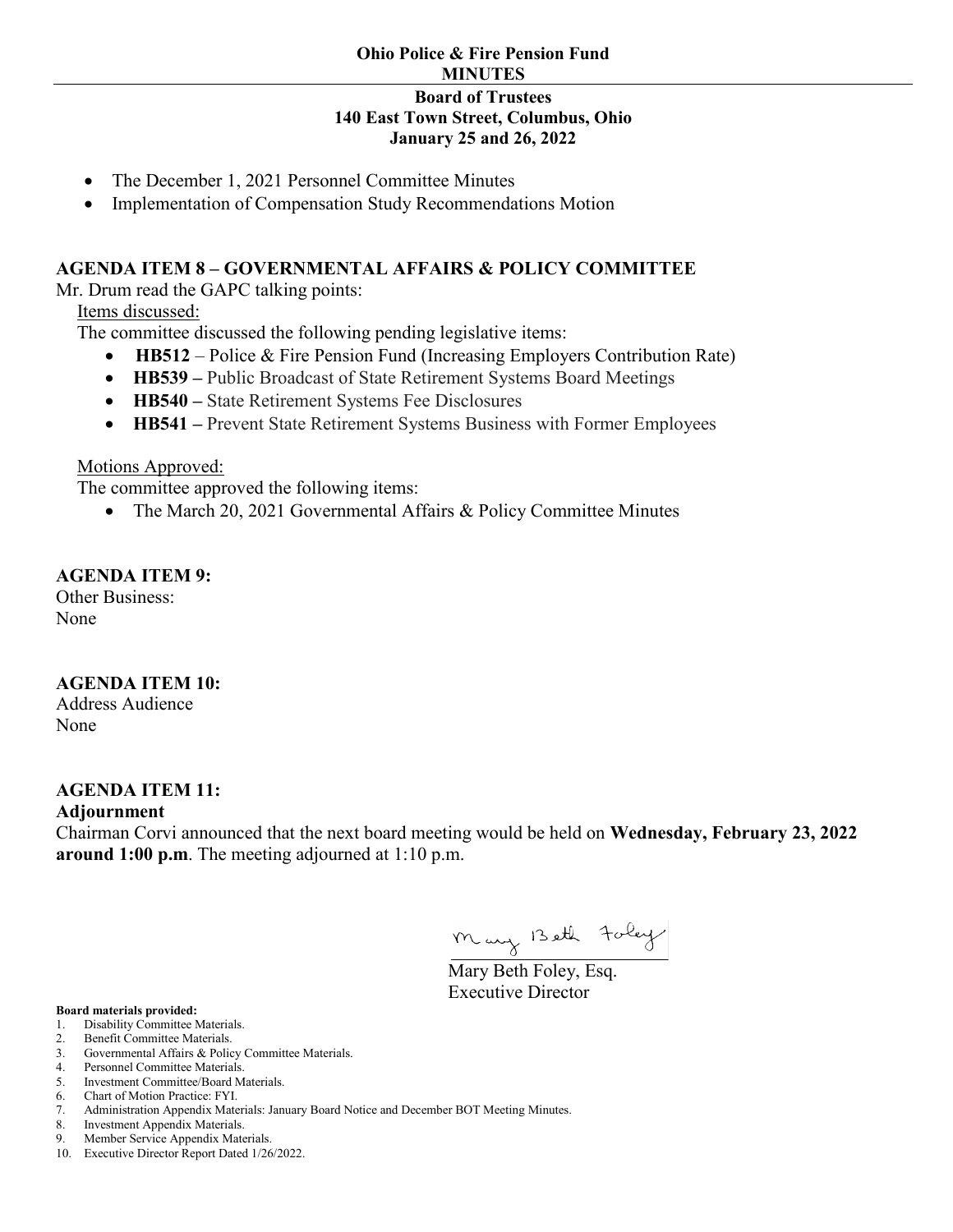- The December 1, 2021 Personnel Committee Minutes
- Implementation of Compensation Study Recommendations Motion

**AGENDA ITEM 8 – GOVERNMENTAL AFFAIRS & POLICY COMMITTEE**

Mr. Drum read the GAPC talking points:

Items discussed:

The committee discussed the following pending legislative items:

- **HB512** – Police & Fire Pension Fund (Increasing Employers Contribution Rate)
- **HB539 –** Public Broadcast of State Retirement Systems Board Meetings
- **HB540 –** State Retirement Systems Fee Disclosures
- **HB541 –** Prevent State Retirement Systems Business with Former Employees

Motions Approved:

The committee approved the following items:

- The March 20, 2021 Governmental Affairs & Policy Committee Minutes

**AGENDA ITEM 9:**

Other Business:

None

**AGENDA ITEM 10:**

Address Audience

None

**AGENDA ITEM 11:**

**Adjournment**

Chairman Corvi announced that the next board meeting would be held on **Wednesday, February 23, 2022 around 1:00 p.m**. The meeting adjourned at 1:10 p.m.

Mary Beth Foley

Mary Beth Foley, Esq.
Executive Director

**Board materials provided:**

1. Disability Committee Materials.
2. Benefit Committee Materials.
3. Governmental Affairs & Policy Committee Materials.
4. Personnel Committee Materials.
5. Investment Committee/Board Materials.
6. Chart of Motion Practice: FYI.
7. Administration Appendix Materials: January Board Notice and December BOT Meeting Minutes.
8. Investment Appendix Materials.
9. Member Service Appendix Materials.
10. Executive Director Report Dated 1/26/2022.